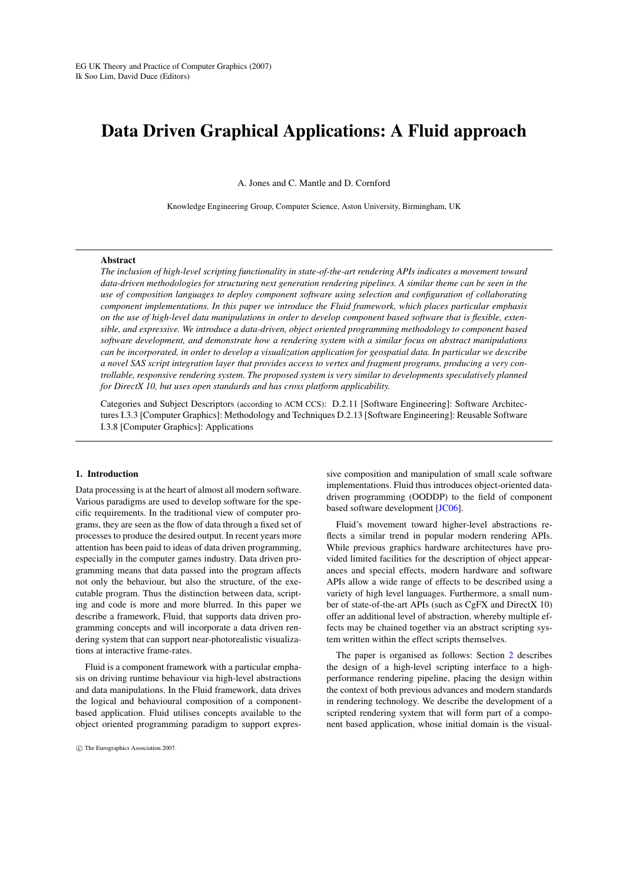EG UK Theory and Practice of Computer Graphics (2007)
Ik Soo Lim, David Duce (Editors)

# Data Driven Graphical Applications: A Fluid approach

A. Jones and C. Mantle and D. Cornford

Knowledge Engineering Group, Computer Science, Aston University, Birmingham, UK

**Abstract**

*The inclusion of high-level scripting functionality in state-of-the-art rendering APIs indicates a movement toward data-driven methodologies for structuring next generation rendering pipelines. A similar theme can be seen in the use of composition languages to deploy component software using selection and configuration of collaborating component implementations. In this paper we introduce the Fluid framework, which places particular emphasis on the use of high-level data manipulations in order to develop component based software that is flexible, extensible, and expressive. We introduce a data-driven, object oriented programming methodology to component based software development, and demonstrate how a rendering system with a similar focus on abstract manipulations can be incorporated, in order to develop a visualization application for geospatial data. In particular we describe a novel SAS script integration layer that provides access to vertex and fragment programs, producing a very controllable, responsive rendering system. The proposed system is very similar to developments speculatively planned for DirectX 10, but uses open standards and has cross platform applicability.*

Categories and Subject Descriptors (according to ACM CCS): D.2.11 [Software Engineering]: Software Architectures I.3.3 [Computer Graphics]: Methodology and Techniques D.2.13 [Software Engineering]: Reusable Software I.3.8 [Computer Graphics]: Applications

## 1. Introduction

Data processing is at the heart of almost all modern software. Various paradigms are used to develop software for the specific requirements. In the traditional view of computer programs, they are seen as the flow of data through a fixed set of processes to produce the desired output. In recent years more attention has been paid to ideas of data driven programming, especially in the computer games industry. Data driven programming means that data passed into the program affects not only the behaviour, but also the structure, of the executable program. Thus the distinction between data, scripting and code is more and more blurred. In this paper we describe a framework, Fluid, that supports data driven programming concepts and will incorporate a data driven rendering system that can support near-photorealistic visualizations at interactive frame-rates.

Fluid is a component framework with a particular emphasis on driving runtime behaviour via high-level abstractions and data manipulations. In the Fluid framework, data drives the logical and behavioural composition of a component-based application. Fluid utilises concepts available to the object oriented programming paradigm to support expressive composition and manipulation of small scale software implementations. Fluid thus introduces object-oriented data-driven programming (OODDP) to the field of component based software development [JC06].

Fluid's movement toward higher-level abstractions reflects a similar trend in popular modern rendering APIs. While previous graphics hardware architectures have provided limited facilities for the description of object appearances and special effects, modern hardware and software APIs allow a wide range of effects to be described using a variety of high level languages. Furthermore, a small number of state-of-the-art APIs (such as CgFX and DirectX 10) offer an additional level of abstraction, whereby multiple effects may be chained together via an abstract scripting system written within the effect scripts themselves.

The paper is organised as follows: Section 2 describes the design of a high-level scripting interface to a high-performance rendering pipeline, placing the design within the context of both previous advances and modern standards in rendering technology. We describe the development of a scripted rendering system that will form part of a component based application, whose initial domain is the visual-

© The Eurographics Association 2007.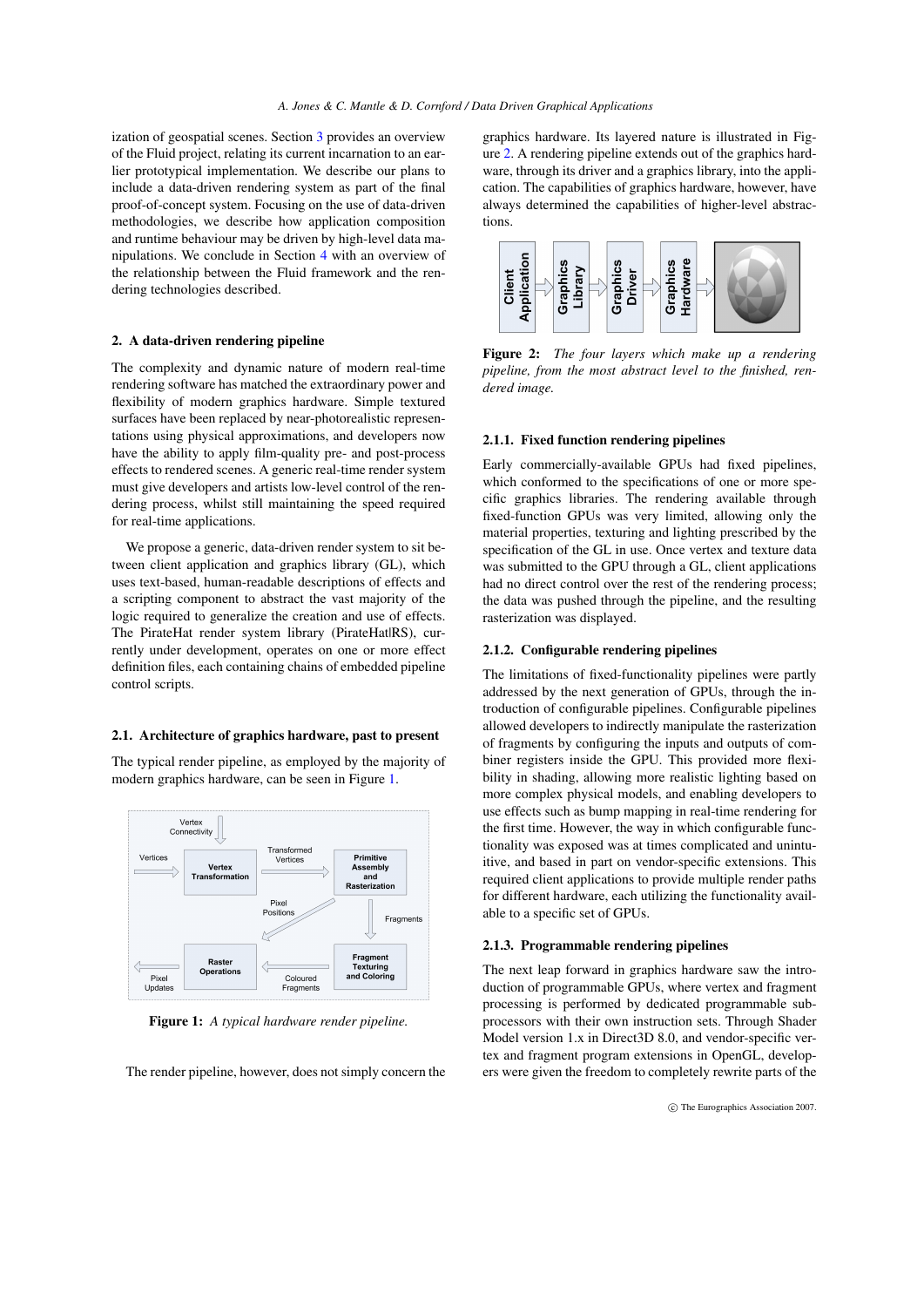ization of geospatial scenes. Section 3 provides an overview of the Fluid project, relating its current incarnation to an earlier prototypical implementation. We describe our plans to include a data-driven rendering system as part of the final proof-of-concept system. Focusing on the use of data-driven methodologies, we describe how application composition and runtime behaviour may be driven by high-level data manipulations. We conclude in Section 4 with an overview of the relationship between the Fluid framework and the rendering technologies described.

## 2. A data-driven rendering pipeline

The complexity and dynamic nature of modern real-time rendering software has matched the extraordinary power and flexibility of modern graphics hardware. Simple textured surfaces have been replaced by near-photorealistic representations using physical approximations, and developers now have the ability to apply film-quality pre- and post-process effects to rendered scenes. A generic real-time render system must give developers and artists low-level control of the rendering process, whilst still maintaining the speed required for real-time applications.

We propose a generic, data-driven render system to sit between client application and graphics library (GL), which uses text-based, human-readable descriptions of effects and a scripting component to abstract the vast majority of the logic required to generalize the creation and use of effects. The PirateHat render system library (PirateHat|RS), currently under development, operates on one or more effect definition files, each containing chains of embedded pipeline control scripts.

### 2.1. Architecture of graphics hardware, past to present

The typical render pipeline, as employed by the majority of modern graphics hardware, can be seen in Figure 1.

Figure 1: *A typical hardware render pipeline.*

The render pipeline, however, does not simply concern the graphics hardware. Its layered nature is illustrated in Figure 2. A rendering pipeline extends out of the graphics hardware, through its driver and a graphics library, into the application. The capabilities of graphics hardware, however, have always determined the capabilities of higher-level abstractions.

**Figure 2:** *The four layers which make up a rendering pipeline, from the most abstract level to the finished, rendered image.*

#### 2.1.1. Fixed function rendering pipelines

Early commercially-available GPUs had fixed pipelines, which conformed to the specifications of one or more specific graphics libraries. The rendering available through fixed-function GPUs was very limited, allowing only the material properties, texturing and lighting prescribed by the specification of the GL in use. Once vertex and texture data was submitted to the GPU through a GL, client applications had no direct control over the rest of the rendering process; the data was pushed through the pipeline, and the resulting rasterization was displayed.

#### 2.1.2. Configurable rendering pipelines

The limitations of fixed-functionality pipelines were partly addressed by the next generation of GPUs, through the introduction of configurable pipelines. Configurable pipelines allowed developers to indirectly manipulate the rasterization of fragments by configuring the inputs and outputs of combiner registers inside the GPU. This provided more flexibility in shading, allowing more realistic lighting based on more complex physical models, and enabling developers to use effects such as bump mapping in real-time rendering for the first time. However, the way in which configurable functionality was exposed was at times complicated and unintuitive, and based in part on vendor-specific extensions. This required client applications to provide multiple render paths for different hardware, each utilizing the functionality available to a specific set of GPUs.

#### 2.1.3. Programmable rendering pipelines

The next leap forward in graphics hardware saw the introduction of programmable GPUs, where vertex and fragment processing is performed by dedicated programmable subprocessors with their own instruction sets. Through Shader Model version 1.x in Direct3D 8.0, and vendor-specific vertex and fragment program extensions in OpenGL, developers were given the freedom to completely rewrite parts of the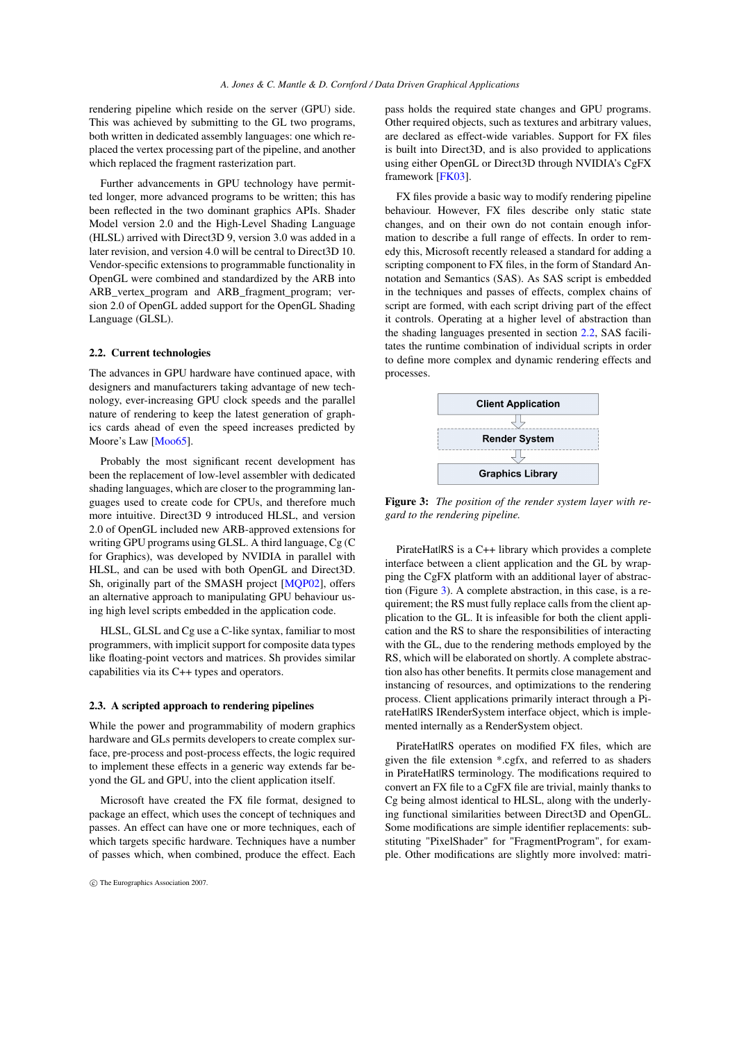rendering pipeline which reside on the server (GPU) side. This was achieved by submitting to the GL two programs, both written in dedicated assembly languages: one which replaced the vertex processing part of the pipeline, and another which replaced the fragment rasterization part.

Further advancements in GPU technology have permitted longer, more advanced programs to be written; this has been reflected in the two dominant graphics APIs. Shader Model version 2.0 and the High-Level Shading Language (HLSL) arrived with Direct3D 9, version 3.0 was added in a later revision, and version 4.0 will be central to Direct3D 10. Vendor-specific extensions to programmable functionality in OpenGL were combined and standardized by the ARB into ARB_vertex_program and ARB_fragment_program; version 2.0 of OpenGL added support for the OpenGL Shading Language (GLSL).

### 2.2. Current technologies

The advances in GPU hardware have continued apace, with designers and manufacturers taking advantage of new technology, ever-increasing GPU clock speeds and the parallel nature of rendering to keep the latest generation of graphics cards ahead of even the speed increases predicted by Moore's Law [Moo65].

Probably the most significant recent development has been the replacement of low-level assembler with dedicated shading languages, which are closer to the programming languages used to create code for CPUs, and therefore much more intuitive. Direct3D 9 introduced HLSL, and version 2.0 of OpenGL included new ARB-approved extensions for writing GPU programs using GLSL. A third language, Cg (C for Graphics), was developed by NVIDIA in parallel with HLSL, and can be used with both OpenGL and Direct3D. Sh, originally part of the SMASH project [MQP02], offers an alternative approach to manipulating GPU behaviour using high level scripts embedded in the application code.

HLSL, GLSL and Cg use a C-like syntax, familiar to most programmers, with implicit support for composite data types like floating-point vectors and matrices. Sh provides similar capabilities via its C++ types and operators.

### 2.3. A scripted approach to rendering pipelines

While the power and programmability of modern graphics hardware and GLs permits developers to create complex surface, pre-process and post-process effects, the logic required to implement these effects in a generic way extends far beyond the GL and GPU, into the client application itself.

Microsoft have created the FX file format, designed to package an effect, which uses the concept of techniques and passes. An effect can have one or more techniques, each of which targets specific hardware. Techniques have a number of passes which, when combined, produce the effect. Each pass holds the required state changes and GPU programs. Other required objects, such as textures and arbitrary values, are declared as effect-wide variables. Support for FX files is built into Direct3D, and is also provided to applications using either OpenGL or Direct3D through NVIDIA's CgFX framework [FK03].

FX files provide a basic way to modify rendering pipeline behaviour. However, FX files describe only static state changes, and on their own do not contain enough information to describe a full range of effects. In order to remedy this, Microsoft recently released a standard for adding a scripting component to FX files, in the form of Standard Annotation and Semantics (SAS). As SAS script is embedded in the techniques and passes of effects, complex chains of script are formed, with each script driving part of the effect it controls. Operating at a higher level of abstraction than the shading languages presented in section 2.2, SAS facilitates the runtime combination of individual scripts in order to define more complex and dynamic rendering effects and processes.

| Client Application |
|---|
| Render System |
| Graphics Library |

**Figure 3:** *The position of the render system layer with regard to the rendering pipeline.*

PirateHat|RS is a C++ library which provides a complete interface between a client application and the GL by wrapping the CgFX platform with an additional layer of abstraction (Figure 3). A complete abstraction, in this case, is a requirement; the RS must fully replace calls from the client application to the GL. It is infeasible for both the client application and the RS to share the responsibilities of interacting with the GL, due to the rendering methods employed by the RS, which will be elaborated on shortly. A complete abstraction also has other benefits. It permits close management and instancing of resources, and optimizations to the rendering process. Client applications primarily interact through a PirateHat|RS IRenderSystem interface object, which is implemented internally as a RenderSystem object.

PirateHat|RS operates on modified FX files, which are given the file extension *.cgfx, and referred to as shaders in PirateHat|RS terminology. The modifications required to convert an FX file to a CgFX file are trivial, mainly thanks to Cg being almost identical to HLSL, along with the underlying functional similarities between Direct3D and OpenGL. Some modifications are simple identifier replacements: substituting "PixelShader" for "FragmentProgram", for example. Other modifications are slightly more involved: matri-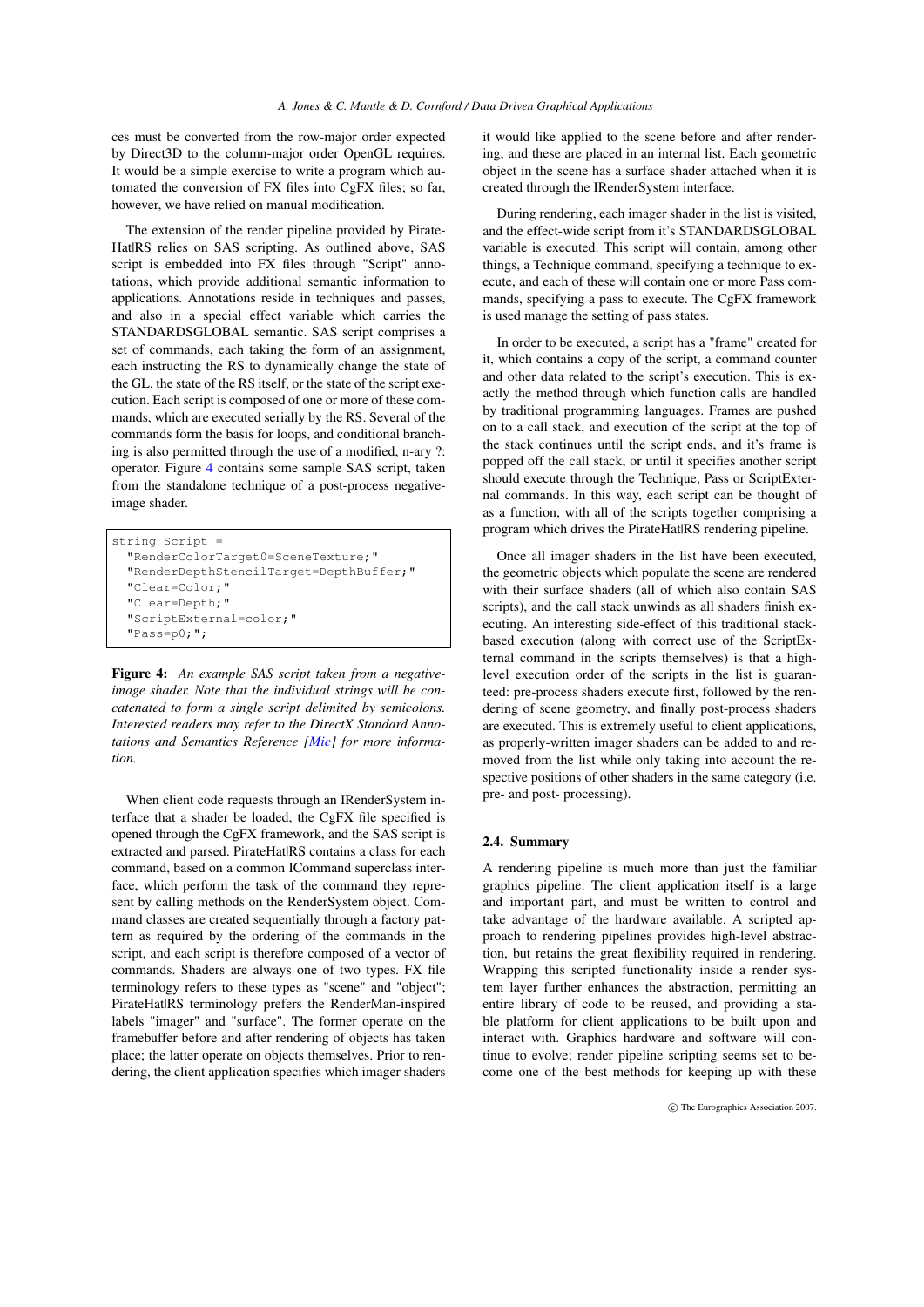ces must be converted from the row-major order expected by Direct3D to the column-major order OpenGL requires. It would be a simple exercise to write a program which automated the conversion of FX files into CgFX files; so far, however, we have relied on manual modification.

The extension of the render pipeline provided by PirateHat|RS relies on SAS scripting. As outlined above, SAS script is embedded into FX files through "Script" annotations, which provide additional semantic information to applications. Annotations reside in techniques and passes, and also in a special effect variable which carries the STANDARDSGLOBAL semantic. SAS script comprises a set of commands, each taking the form of an assignment, each instructing the RS to dynamically change the state of the GL, the state of the RS itself, or the state of the script execution. Each script is composed of one or more of these commands, which are executed serially by the RS. Several of the commands form the basis for loops, and conditional branching is also permitted through the use of a modified, n-ary ?: operator. Figure 4 contains some sample SAS script, taken from the standalone technique of a post-process negative-image shader.

```
string Script =
  "RenderColorTarget0=SceneTexture;"
  "RenderDepthStencilTarget=DepthBuffer;"
  "Clear=Color;"
  "Clear=Depth;"
  "ScriptExternal=color;"
  "Pass=p0;";
```

**Figure 4:** *An example SAS script taken from a negative-image shader. Note that the individual strings will be concatenated to form a single script delimited by semicolons. Interested readers may refer to the DirectX Standard Annotations and Semantics Reference [Mic] for more information.*

When client code requests through an IRenderSystem interface that a shader be loaded, the CgFX file specified is opened through the CgFX framework, and the SAS script is extracted and parsed. PirateHat|RS contains a class for each command, based on a common ICommand superclass interface, which perform the task of the command they represent by calling methods on the RenderSystem object. Command classes are created sequentially through a factory pattern as required by the ordering of the commands in the script, and each script is therefore composed of a vector of commands. Shaders are always one of two types. FX file terminology refers to these types as "scene" and "object"; PirateHat|RS terminology prefers the RenderMan-inspired labels "imager" and "surface". The former operate on the framebuffer before and after rendering of objects has taken place; the latter operate on objects themselves. Prior to rendering, the client application specifies which imager shaders it would like applied to the scene before and after rendering, and these are placed in an internal list. Each geometric object in the scene has a surface shader attached when it is created through the IRenderSystem interface.

During rendering, each imager shader in the list is visited, and the effect-wide script from it's STANDARDSGLOBAL variable is executed. This script will contain, among other things, a Technique command, specifying a technique to execute, and each of these will contain one or more Pass commands, specifying a pass to execute. The CgFX framework is used manage the setting of pass states.

In order to be executed, a script has a "frame" created for it, which contains a copy of the script, a command counter and other data related to the script's execution. This is exactly the method through which function calls are handled by traditional programming languages. Frames are pushed on to a call stack, and execution of the script at the top of the stack continues until the script ends, and it's frame is popped off the call stack, or until it specifies another script should execute through the Technique, Pass or ScriptExternal commands. In this way, each script can be thought of as a function, with all of the scripts together comprising a program which drives the PirateHat|RS rendering pipeline.

Once all imager shaders in the list have been executed, the geometric objects which populate the scene are rendered with their surface shaders (all of which also contain SAS scripts), and the call stack unwinds as all shaders finish executing. An interesting side-effect of this traditional stack-based execution (along with correct use of the ScriptExternal command in the scripts themselves) is that a high-level execution order of the scripts in the list is guaranteed: pre-process shaders execute first, followed by the rendering of scene geometry, and finally post-process shaders are executed. This is extremely useful to client applications, as properly-written imager shaders can be added to and removed from the list while only taking into account the respective positions of other shaders in the same category (i.e. pre- and post- processing).

### 2.4. Summary

A rendering pipeline is much more than just the familiar graphics pipeline. The client application itself is a large and important part, and must be written to control and take advantage of the hardware available. A scripted approach to rendering pipelines provides high-level abstraction, but retains the great flexibility required in rendering. Wrapping this scripted functionality inside a render system layer further enhances the abstraction, permitting an entire library of code to be reused, and providing a stable platform for client applications to be built upon and interact with. Graphics hardware and software will continue to evolve; render pipeline scripting seems set to become one of the best methods for keeping up with these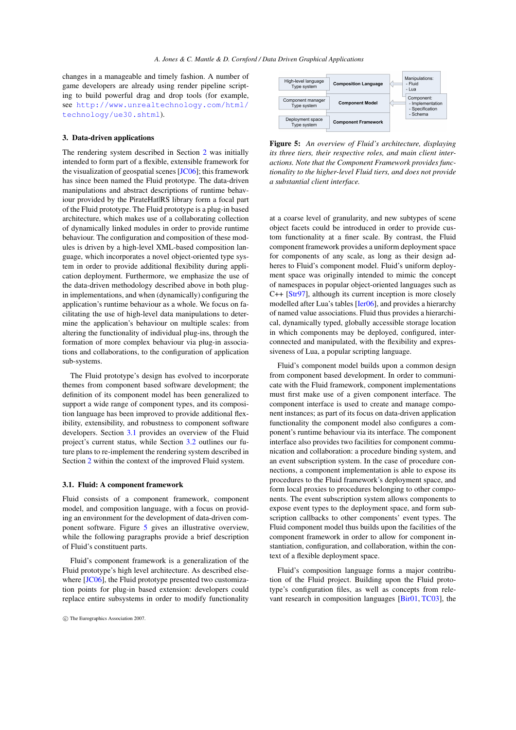changes in a manageable and timely fashion. A number of game developers are already using render pipeline scripting to build powerful drag and drop tools (for example, see http://www.unrealtechnology.com/html/technology/ue30.shtml).

## 3. Data-driven applications

The rendering system described in Section 2 was initially intended to form part of a flexible, extensible framework for the visualization of geospatial scenes [JC06]; this framework has since been named the Fluid prototype. The data-driven manipulations and abstract descriptions of runtime behaviour provided by the PirateHat|RS library form a focal part of the Fluid prototype. The Fluid prototype is a plug-in based architecture, which makes use of a collaborating collection of dynamically linked modules in order to provide runtime behaviour. The configuration and composition of these modules is driven by a high-level XML-based composition language, which incorporates a novel object-oriented type system in order to provide additional flexibility during application deployment. Furthermore, we emphasize the use of the data-driven methodology described above in both plug-in implementations, and when (dynamically) configuring the application's runtime behaviour as a whole. We focus on facilitating the use of high-level data manipulations to determine the application's behaviour on multiple scales: from altering the functionality of individual plug-ins, through the formation of more complex behaviour via plug-in associations and collaborations, to the configuration of application sub-systems.

The Fluid prototype's design has evolved to incorporate themes from component based software development; the definition of its component model has been generalized to support a wide range of component types, and its composition language has been improved to provide additional flexibility, extensibility, and robustness to component software developers. Section 3.1 provides an overview of the Fluid project's current status, while Section 3.2 outlines our future plans to re-implement the rendering system described in Section 2 within the context of the improved Fluid system.

### 3.1. Fluid: A component framework

Fluid consists of a component framework, component model, and composition language, with a focus on providing an environment for the development of data-driven component software. Figure 5 gives an illustrative overview, while the following paragraphs provide a brief description of Fluid's constituent parts.

Fluid's component framework is a generalization of the Fluid prototype's high level architecture. As described elsewhere [JC06], the Fluid prototype presented two customization points for plug-in based extension: developers could replace entire subsystems in order to modify functionality at a coarse level of granularity, and new subtypes of scene object facets could be introduced in order to provide custom functionality at a finer scale. By contrast, the Fluid component framework provides a uniform deployment space for components of any scale, as long as their design adheres to Fluid's component model. Fluid's uniform deployment space was originally intended to mimic the concept of namespaces in popular object-oriented languages such as C++ [Str97], although its current inception is more closely modelled after Lua's tables [Ier06], and provides a hierarchy of named value associations. Fluid thus provides a hierarchical, dynamically typed, globally accessible storage location in which components may be deployed, configured, interconnected and manipulated, with the flexibility and expressiveness of Lua, a popular scripting language.

| | | |
|---|---|---|
| High-level language Type system | **Composition Language** | Manipulations: - Fluid - Lua |
| Component manager Type system | **Component Model** | Component: - Implementation - Specification - Schema |
| Deployment space Type system | **Component Framework** | |

**Figure 5:** *An overview of Fluid's architecture, displaying its three tiers, their respective roles, and main client interactions. Note that the Component Framework provides functionality to the higher-level Fluid tiers, and does not provide a substantial client interface.*

Fluid's component model builds upon a common design from component based development. In order to communicate with the Fluid framework, component implementations must first make use of a given component interface. The component interface is used to create and manage component instances; as part of its focus on data-driven application functionality the component model also configures a component's runtime behaviour via its interface. The component interface also provides two facilities for component communication and collaboration: a procedure binding system, and an event subscription system. In the case of procedure connections, a component implementation is able to expose its procedures to the Fluid framework's deployment space, and form local proxies to procedures belonging to other components. The event subscription system allows components to expose event types to the deployment space, and form subscription callbacks to other components' event types. The Fluid component model thus builds upon the facilities of the component framework in order to allow for component instantiation, configuration, and collaboration, within the context of a flexible deployment space.

Fluid's composition language forms a major contribution of the Fluid project. Building upon the Fluid prototype's configuration files, as well as concepts from relevant research in composition languages [Bir01, TC03], the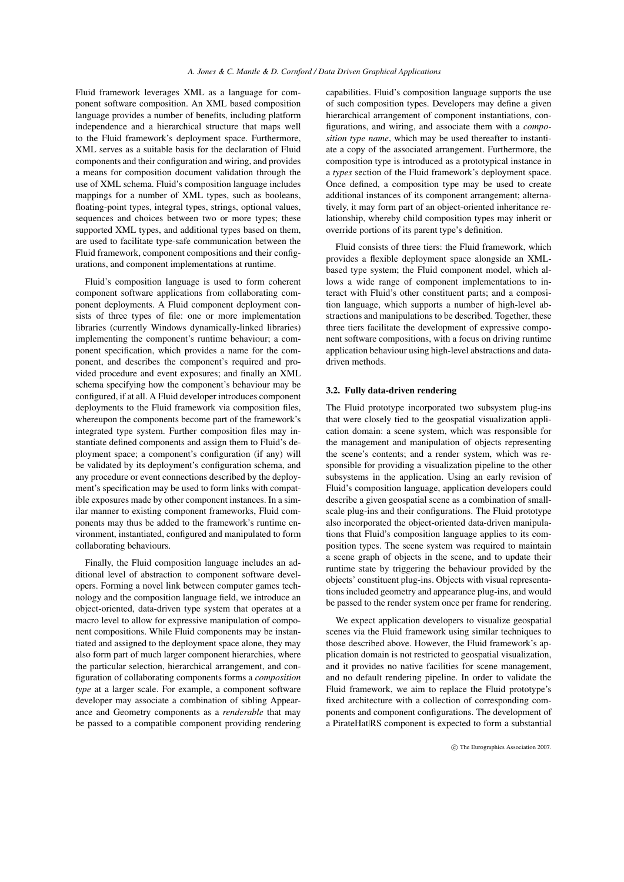Fluid framework leverages XML as a language for component software composition. An XML based composition language provides a number of benefits, including platform independence and a hierarchical structure that maps well to the Fluid framework's deployment space. Furthermore, XML serves as a suitable basis for the declaration of Fluid components and their configuration and wiring, and provides a means for composition document validation through the use of XML schema. Fluid's composition language includes mappings for a number of XML types, such as booleans, floating-point types, integral types, strings, optional values, sequences and choices between two or more types; these supported XML types, and additional types based on them, are used to facilitate type-safe communication between the Fluid framework, component compositions and their configurations, and component implementations at runtime.

Fluid's composition language is used to form coherent component software applications from collaborating component deployments. A Fluid component deployment consists of three types of file: one or more implementation libraries (currently Windows dynamically-linked libraries) implementing the component's runtime behaviour; a component specification, which provides a name for the component, and describes the component's required and provided procedure and event exposures; and finally an XML schema specifying how the component's behaviour may be configured, if at all. A Fluid developer introduces component deployments to the Fluid framework via composition files, whereupon the components become part of the framework's integrated type system. Further composition files may instantiate defined components and assign them to Fluid's deployment space; a component's configuration (if any) will be validated by its deployment's configuration schema, and any procedure or event connections described by the deployment's specification may be used to form links with compatible exposures made by other component instances. In a similar manner to existing component frameworks, Fluid components may thus be added to the framework's runtime environment, instantiated, configured and manipulated to form collaborating behaviours.

Finally, the Fluid composition language includes an additional level of abstraction to component software developers. Forming a novel link between computer games technology and the composition language field, we introduce an object-oriented, data-driven type system that operates at a macro level to allow for expressive manipulation of component compositions. While Fluid components may be instantiated and assigned to the deployment space alone, they may also form part of much larger component hierarchies, where the particular selection, hierarchical arrangement, and configuration of collaborating components forms a *composition type* at a larger scale. For example, a component software developer may associate a combination of sibling Appearance and Geometry components as a *renderable* that may be passed to a compatible component providing rendering capabilities. Fluid's composition language supports the use of such composition types. Developers may define a given hierarchical arrangement of component instantiations, configurations, and wiring, and associate them with a *composition type name*, which may be used thereafter to instantiate a copy of the associated arrangement. Furthermore, the composition type is introduced as a prototypical instance in a *types* section of the Fluid framework's deployment space. Once defined, a composition type may be used to create additional instances of its component arrangement; alternatively, it may form part of an object-oriented inheritance relationship, whereby child composition types may inherit or override portions of its parent type's definition.

Fluid consists of three tiers: the Fluid framework, which provides a flexible deployment space alongside an XML-based type system; the Fluid component model, which allows a wide range of component implementations to interact with Fluid's other constituent parts; and a composition language, which supports a number of high-level abstractions and manipulations to be described. Together, these three tiers facilitate the development of expressive component software compositions, with a focus on driving runtime application behaviour using high-level abstractions and data-driven methods.

### 3.2. Fully data-driven rendering

The Fluid prototype incorporated two subsystem plug-ins that were closely tied to the geospatial visualization application domain: a scene system, which was responsible for the management and manipulation of objects representing the scene's contents; and a render system, which was responsible for providing a visualization pipeline to the other subsystems in the application. Using an early revision of Fluid's composition language, application developers could describe a given geospatial scene as a combination of small-scale plug-ins and their configurations. The Fluid prototype also incorporated the object-oriented data-driven manipulations that Fluid's composition language applies to its composition types. The scene system was required to maintain a scene graph of objects in the scene, and to update their runtime state by triggering the behaviour provided by the objects' constituent plug-ins. Objects with visual representations included geometry and appearance plug-ins, and would be passed to the render system once per frame for rendering.

We expect application developers to visualize geospatial scenes via the Fluid framework using similar techniques to those described above. However, the Fluid framework's application domain is not restricted to geospatial visualization, and it provides no native facilities for scene management, and no default rendering pipeline. In order to validate the Fluid framework, we aim to replace the Fluid prototype's fixed architecture with a collection of corresponding components and component configurations. The development of a PirateHat|RS component is expected to form a substantial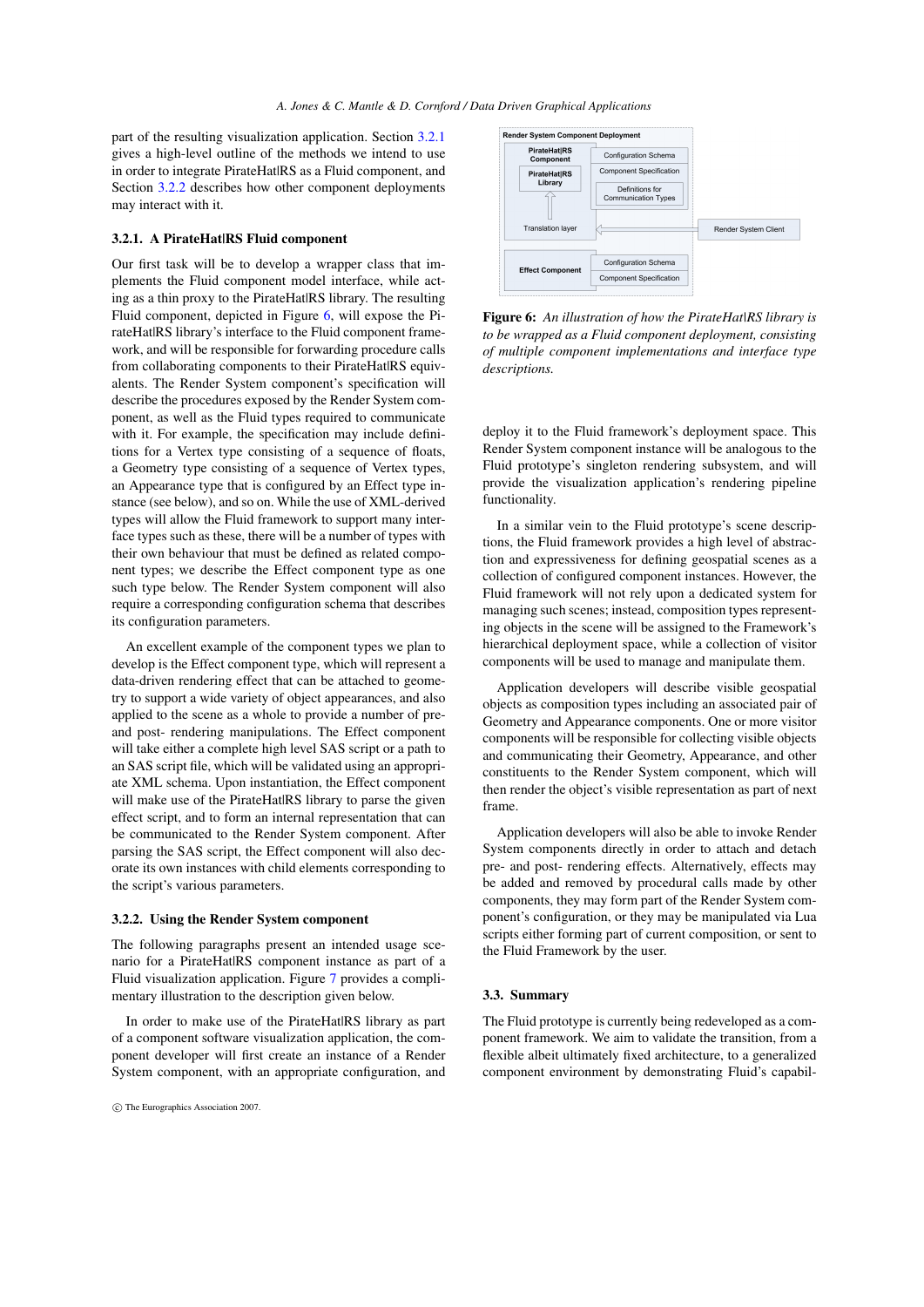part of the resulting visualization application. Section 3.2.1 gives a high-level outline of the methods we intend to use in order to integrate PirateHat|RS as a Fluid component, and Section 3.2.2 describes how other component deployments may interact with it.

### 3.2.1. A PirateHat|RS Fluid component

Our first task will be to develop a wrapper class that implements the Fluid component model interface, while acting as a thin proxy to the PirateHat|RS library. The resulting Fluid component, depicted in Figure 6, will expose the PirateHat|RS library's interface to the Fluid component framework, and will be responsible for forwarding procedure calls from collaborating components to their PirateHat|RS equivalents. The Render System component's specification will describe the procedures exposed by the Render System component, as well as the Fluid types required to communicate with it. For example, the specification may include definitions for a Vertex type consisting of a sequence of floats, a Geometry type consisting of a sequence of Vertex types, an Appearance type that is configured by an Effect type instance (see below), and so on. While the use of XML-derived types will allow the Fluid framework to support many interface types such as these, there will be a number of types with their own behaviour that must be defined as related component types; we describe the Effect component type as one such type below. The Render System component will also require a corresponding configuration schema that describes its configuration parameters.

An excellent example of the component types we plan to develop is the Effect component type, which will represent a data-driven rendering effect that can be attached to geometry to support a wide variety of object appearances, and also applied to the scene as a whole to provide a number of pre- and post- rendering manipulations. The Effect component will take either a complete high level SAS script or a path to an SAS script file, which will be validated using an appropriate XML schema. Upon instantiation, the Effect component will make use of the PirateHat|RS library to parse the given effect script, and to form an internal representation that can be communicated to the Render System component. After parsing the SAS script, the Effect component will also decorate its own instances with child elements corresponding to the script's various parameters.

### 3.2.2. Using the Render System component

The following paragraphs present an intended usage scenario for a PirateHat|RS component instance as part of a Fluid visualization application. Figure 7 provides a complimentary illustration to the description given below.

In order to make use of the PirateHat|RS library as part of a component software visualization application, the component developer will first create an instance of a Render System component, with an appropriate configuration, and deploy it to the Fluid framework's deployment space. This Render System component instance will be analogous to the Fluid prototype's singleton rendering subsystem, and will provide the visualization application's rendering pipeline functionality.

Render System Component Deployment

PirateHat|RS Component — PirateHat|RS Library — Translation layer — Configuration Schema — Component Specification — Definitions for Communication Types — Render System Client

Effect Component — Configuration Schema — Component Specification

**Figure 6:** *An illustration of how the PirateHat|RS library is to be wrapped as a Fluid component deployment, consisting of multiple component implementations and interface type descriptions.*

In a similar vein to the Fluid prototype's scene descriptions, the Fluid framework provides a high level of abstraction and expressiveness for defining geospatial scenes as a collection of configured component instances. However, the Fluid framework will not rely upon a dedicated system for managing such scenes; instead, composition types representing objects in the scene will be assigned to the Framework's hierarchical deployment space, while a collection of visitor components will be used to manage and manipulate them.

Application developers will describe visible geospatial objects as composition types including an associated pair of Geometry and Appearance components. One or more visitor components will be responsible for collecting visible objects and communicating their Geometry, Appearance, and other constituents to the Render System component, which will then render the object's visible representation as part of next frame.

Application developers will also be able to invoke Render System components directly in order to attach and detach pre- and post- rendering effects. Alternatively, effects may be added and removed by procedural calls made by other components, they may form part of the Render System component's configuration, or they may be manipulated via Lua scripts either forming part of current composition, or sent to the Fluid Framework by the user.

## 3.3. Summary

The Fluid prototype is currently being redeveloped as a component framework. We aim to validate the transition, from a flexible albeit ultimately fixed architecture, to a generalized component environment by demonstrating Fluid's capabil-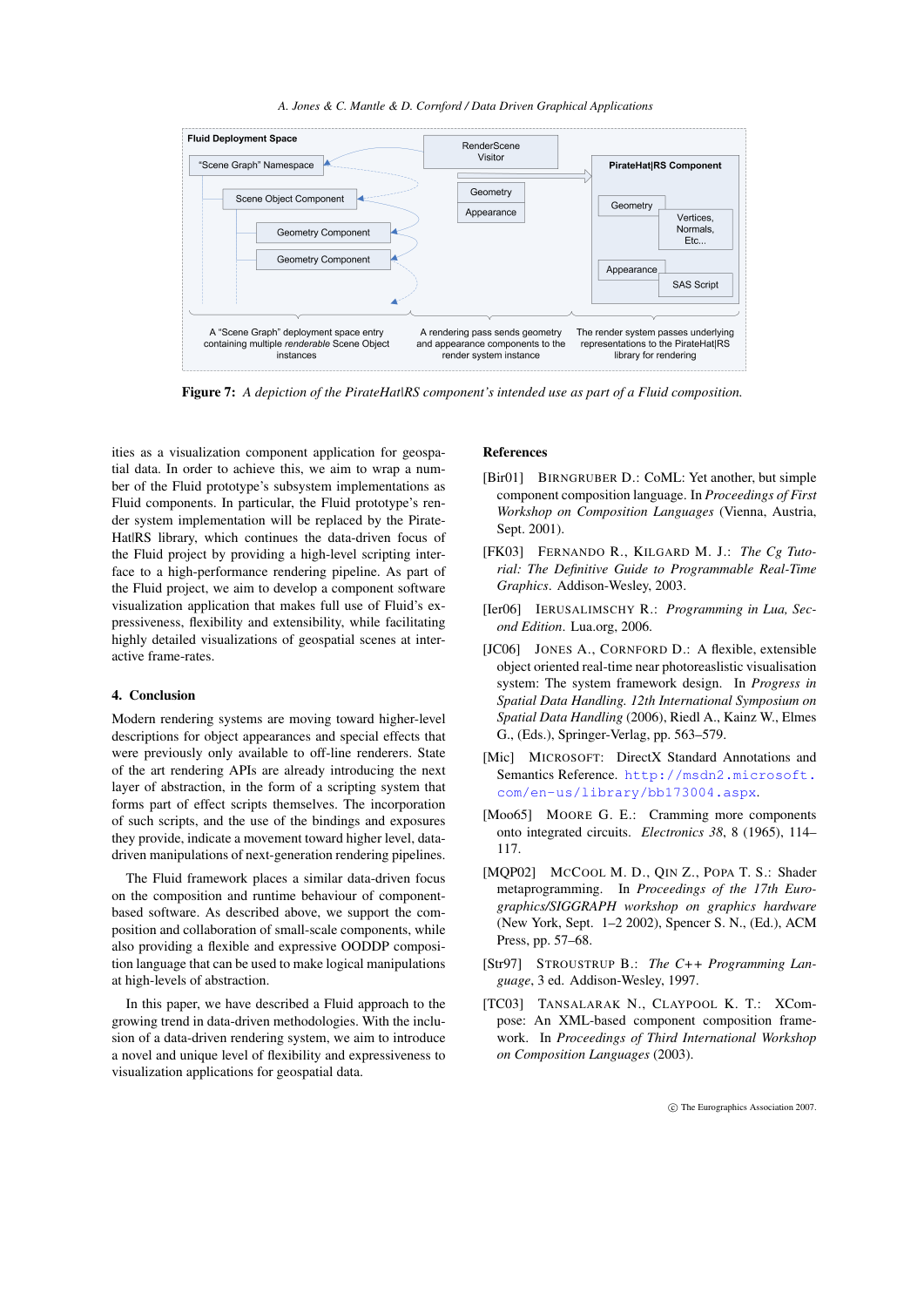Fluid Deployment Space

"Scene Graph" Namespace

Scene Object Component

Geometry Component

Geometry Component

RenderScene Visitor

Geometry

Appearance

PirateHat|RS Component

Geometry

Vertices, Normals, Etc...

Appearance

SAS Script

A "Scene Graph" deployment space entry containing multiple *renderable* Scene Object instances

A rendering pass sends geometry and appearance components to the render system instance

The render system passes underlying representations to the PirateHat|RS library for rendering

**Figure 7:** *A depiction of the PirateHat|RS component's intended use as part of a Fluid composition.*

ities as a visualization component application for geospatial data. In order to achieve this, we aim to wrap a number of the Fluid prototype's subsystem implementations as Fluid components. In particular, the Fluid prototype's render system implementation will be replaced by the PirateHat|RS library, which continues the data-driven focus of the Fluid project by providing a high-level scripting interface to a high-performance rendering pipeline. As part of the Fluid project, we aim to develop a component software visualization application that makes full use of Fluid's expressiveness, flexibility and extensibility, while facilitating highly detailed visualizations of geospatial scenes at interactive frame-rates.

## 4. Conclusion

Modern rendering systems are moving toward higher-level descriptions for object appearances and special effects that were previously only available to off-line renderers. State of the art rendering APIs are already introducing the next layer of abstraction, in the form of a scripting system that forms part of effect scripts themselves. The incorporation of such scripts, and the use of the bindings and exposures they provide, indicate a movement toward higher level, data-driven manipulations of next-generation rendering pipelines.

The Fluid framework places a similar data-driven focus on the composition and runtime behaviour of component-based software. As described above, we support the composition and collaboration of small-scale components, while also providing a flexible and expressive OODDP composition language that can be used to make logical manipulations at high-levels of abstraction.

In this paper, we have described a Fluid approach to the growing trend in data-driven methodologies. With the inclusion of a data-driven rendering system, we aim to introduce a novel and unique level of flexibility and expressiveness to visualization applications for geospatial data.

## References

[Bir01] Birngruber D.: CoML: Yet another, but simple component composition language. In *Proceedings of First Workshop on Composition Languages* (Vienna, Austria, Sept. 2001).

[FK03] Fernando R., Kilgard M. J.: *The Cg Tutorial: The Definitive Guide to Programmable Real-Time Graphics*. Addison-Wesley, 2003.

[Ier06] Ierusalimschy R.: *Programming in Lua, Second Edition*. Lua.org, 2006.

[JC06] Jones A., Cornford D.: A flexible, extensible object oriented real-time near photoreaslistic visualisation system: The system framework design. In *Progress in Spatial Data Handling. 12th International Symposium on Spatial Data Handling* (2006), Riedl A., Kainz W., Elmes G., (Eds.), Springer-Verlag, pp. 563–579.

[Mic] Microsoft: DirectX Standard Annotations and Semantics Reference. http://msdn2.microsoft.com/en-us/library/bb173004.aspx.

[Moo65] Moore G. E.: Cramming more components onto integrated circuits. *Electronics 38*, 8 (1965), 114–117.

[MQP02] McCool M. D., Qin Z., Popa T. S.: Shader metaprogramming. In *Proceedings of the 17th Eurographics/SIGGRAPH workshop on graphics hardware* (New York, Sept. 1–2 2002), Spencer S. N., (Ed.), ACM Press, pp. 57–68.

[Str97] Stroustrup B.: *The C++ Programming Language*, 3 ed. Addison-Wesley, 1997.

[TC03] Tansalarak N., Claypool K. T.: XCompose: An XML-based component composition framework. In *Proceedings of Third International Workshop on Composition Languages* (2003).

© The Eurographics Association 2007.